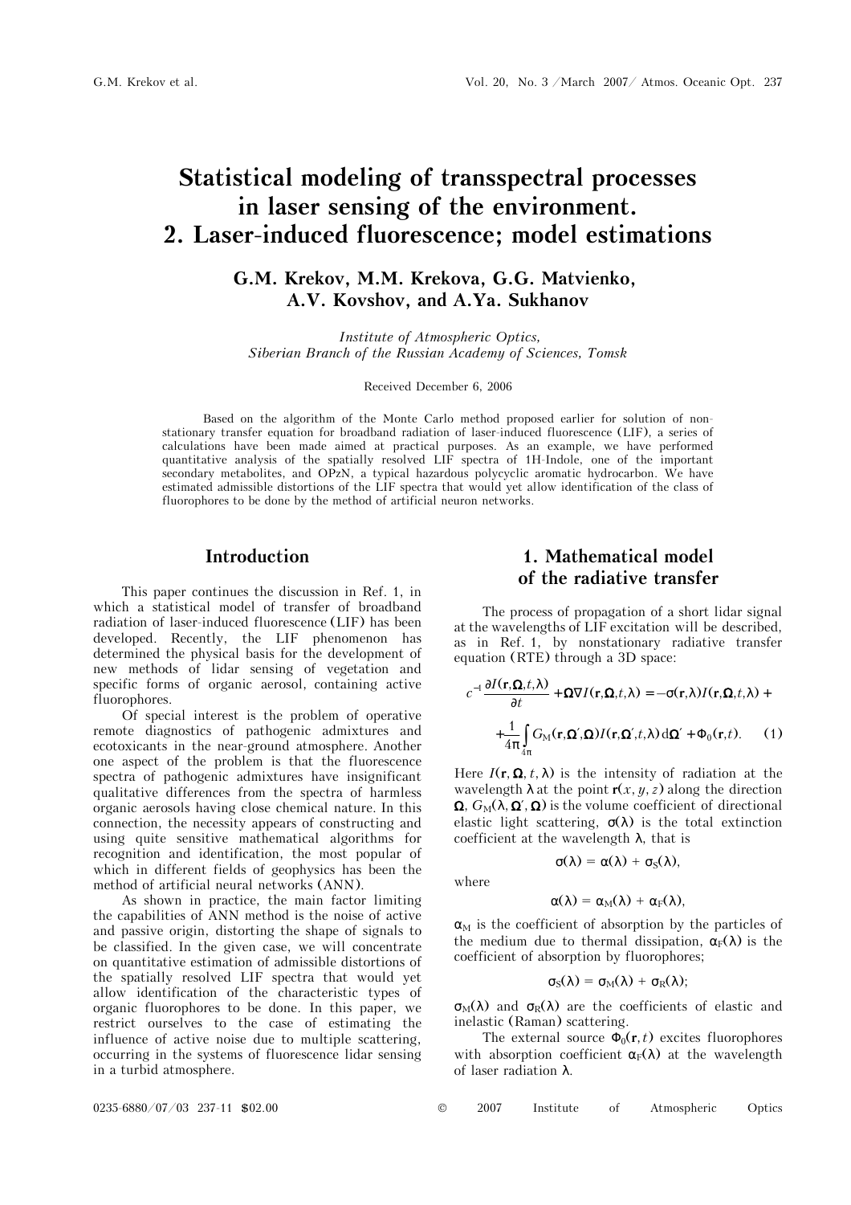# Statistical modeling of transspectral processes in laser sensing of the environment. 2. Laser-induced fluorescence; model estimations

**G.M. Krekov, M.M. Krekova, G.G. Matvienko, A.V. Kovshov, and A.Ya. Sukhanov**

*Institute of Atmospheric Optics, Siberian Branch of the Russian Academy of Sciences, Tomsk*

Received December 6, 2006

Based on the algorithm of the Monte Carlo method proposed earlier for solution of non-stationary transfer equation for broadband radiation of laser-induced fluorescence (LIF), a series of calculations have been made aimed at practical purposes. As an example, we have performed quantitative analysis of the spatially resolved LIF spectra of 1H-Indole, one of the important secondary metabolites, and OPzN, a typical hazardous polycyclic aromatic hydrocarbon. We have estimated admissible distortions of the LIF spectra that would yet allow identification of the class of fluorophores to be done by the method of artificial neuron networks.

## Introduction

This paper continues the discussion in Ref. 1, in which a statistical model of transfer of broadband radiation of laser-induced fluorescence (LIF) has been developed. Recently, the LIF phenomenon has determined the physical basis for the development of new methods of lidar sensing of vegetation and specific forms of organic aerosol, containing active fluorophores.

Of special interest is the problem of operative remote diagnostics of pathogenic admixtures and ecotoxicants in the near-ground atmosphere. Another one aspect of the problem is that the fluorescence spectra of pathogenic admixtures have insignificant qualitative differences from the spectra of harmless organic aerosols having close chemical nature. In this connection, the necessity appears of constructing and using quite sensitive mathematical algorithms for recognition and identification, the most popular of which in different fields of geophysics has been the method of artificial neural networks (ANN).

As shown in practice, the main factor limiting the capabilities of ANN method is the noise of active and passive origin, distorting the shape of signals to be classified. In the given case, we will concentrate on quantitative estimation of admissible distortions of the spatially resolved LIF spectra that would yet allow identification of the characteristic types of organic fluorophores to be done. In this paper, we restrict ourselves to the case of estimating the influence of active noise due to multiple scattering, occurring in the systems of fluorescence lidar sensing in a turbid atmosphere.

## 1. Mathematical model of the radiative transfer

The process of propagation of a short lidar signal at the wavelengths of LIF excitation will be described, as in Ref. 1, by nonstationary radiative transfer equation (RTE) through a 3D space:

$$c^{-1}\frac{\partial I(\mathbf{r},\mathbf{\Omega},t,\lambda)}{\partial t} + \mathbf{\Omega}\nabla I(\mathbf{r},\mathbf{\Omega},t,\lambda) = -\sigma(\mathbf{r},\lambda)I(\mathbf{r},\mathbf{\Omega},t,\lambda) + \frac{1}{4\pi}\int_{4\pi} G_M(\mathbf{r},\mathbf{\Omega}',\mathbf{\Omega})I(\mathbf{r},\mathbf{\Omega}',t,\lambda)\,\mathrm{d}\mathbf{\Omega}' + \Phi_0(\mathbf{r},t). \quad (1)$$

Here $I(\mathbf{r}, \mathbf{\Omega}, t, \lambda)$ is the intensity of radiation at the wavelength $\lambda$ at the point $\mathbf{r}(x, y, z)$ along the direction $\mathbf{\Omega}$, $G_M(\lambda, \mathbf{\Omega}', \mathbf{\Omega})$ is the volume coefficient of directional elastic light scattering, $\sigma(\lambda)$ is the total extinction coefficient at the wavelength $\lambda$, that is

$$\sigma(\lambda) = \alpha(\lambda) + \sigma_S(\lambda),$$

where

$$\alpha(\lambda) = \alpha_M(\lambda) + \alpha_F(\lambda),$$

$\alpha_M$ is the coefficient of absorption by the particles of the medium due to thermal dissipation, $\alpha_F(\lambda)$ is the coefficient of absorption by fluorophores;

$$\sigma_S(\lambda) = \sigma_M(\lambda) + \sigma_R(\lambda);$$

$\sigma_M(\lambda)$ and $\sigma_R(\lambda)$ are the coefficients of elastic and inelastic (Raman) scattering.

The external source $\Phi_0(\mathbf{r}, t)$ excites fluorophores with absorption coefficient $\alpha_F(\lambda)$ at the wavelength of laser radiation $\lambda$.

0235-6880/07/03 237-11 $02.00 © 2007 Institute of Atmospheric Optics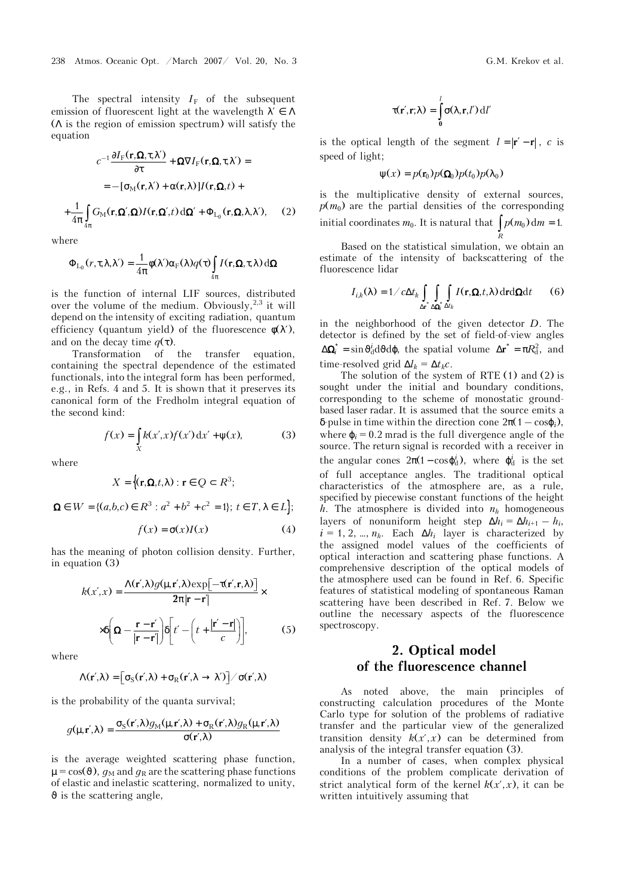The spectral intensity $I_F$ of the subsequent emission of fluorescent light at the wavelength $\lambda' \in \Lambda$ ($\Lambda$ is the region of emission spectrum) will satisfy the equation

$$c^{-1}\frac{\partial I_F(\mathbf{r},\mathbf{\Omega},\tau,\lambda')}{\partial \tau} + \mathbf{\Omega}\nabla I_F(\mathbf{r},\mathbf{\Omega},\tau,\lambda') =$$

$$= -[\sigma_M(\mathbf{r},\lambda') + \alpha(\mathbf{r},\lambda)]I(\mathbf{r},\mathbf{\Omega},t) +$$

$$+\frac{1}{4\pi}\int_{4\pi} G_M(\mathbf{r},\mathbf{\Omega}',\mathbf{\Omega})I(\mathbf{r},\mathbf{\Omega}',t)\,d\mathbf{\Omega}' + \Phi_{L_0}(\mathbf{r},\mathbf{\Omega},\lambda,\lambda'), \quad (2)$$

where

$$\Phi_{L_0}(r,\tau,\lambda,\lambda') = \frac{1}{4\pi}\varphi(\lambda')\alpha_F(\lambda)q(\tau)\int_{4\pi} I(\mathbf{r},\mathbf{\Omega},\tau,\lambda)\,d\mathbf{\Omega}$$

is the function of internal LIF sources, distributed over the volume of the medium. Obviously,[2,3] it will depend on the intensity of exciting radiation, quantum efficiency (quantum yield) of the fluorescence $\varphi(\lambda')$, and on the decay time $q(\tau)$.

Transformation of the transfer equation, containing the spectral dependence of the estimated functionals, into the integral form has been performed, e.g., in Refs. 4 and 5. It is shown that it preserves its canonical form of the Fredholm integral equation of the second kind:

$$f(x) = \int_X k(x',x)f(x')\,dx' + \psi(x), \quad (3)$$

where

$$X = \{(\mathbf{r},\mathbf{\Omega},t,\lambda) : \mathbf{r} \in Q \subset R^3;$$

$$\mathbf{\Omega} \in W = \{(a,b,c) \in R^3 : a^2+b^2+c^2 = 1\};\ t \in T,\ \lambda \in L\};$$

$$f(x) = \sigma(x)I(x) \quad (4)$$

has the meaning of photon collision density. Further, in equation (3)

$$k(x',x) = \frac{\Lambda(\mathbf{r}',\lambda)g(\mu,\mathbf{r}',\lambda)\exp[-\tau(\mathbf{r}',\mathbf{r},\lambda)]}{2\pi|\mathbf{r}-\mathbf{r}'|} \times$$

$$\times\delta\left(\mathbf{\Omega} - \frac{\mathbf{r}-\mathbf{r}'}{|\mathbf{r}-\mathbf{r}'|}\right)\delta\left[t' - \left(t + \frac{|\mathbf{r}'-\mathbf{r}|}{c}\right)\right], \quad (5)$$

where

$$\Lambda(\mathbf{r}',\lambda) = [\sigma_S(\mathbf{r}',\lambda) + \sigma_R(\mathbf{r}',\lambda \to \lambda')]/\sigma(\mathbf{r}',\lambda)$$

is the probability of the quanta survival;

$$g(\mu,\mathbf{r}',\lambda) = \frac{\sigma_S(\mathbf{r}',\lambda)g_M(\mu,\mathbf{r}',\lambda) + \sigma_R(\mathbf{r}',\lambda)g_R(\mu,\mathbf{r}',\lambda)}{\sigma(\mathbf{r}',\lambda)}$$

is the average weighted scattering phase function, $\mu = \cos(\vartheta)$, $g_M$ and $g_R$ are the scattering phase functions of elastic and inelastic scattering, normalized to unity, $\vartheta$ is the scattering angle,

$$\tau(\mathbf{r}',\mathbf{r};\lambda) = \int_0^l \sigma(\lambda,\mathbf{r},l')\,dl'$$

is the optical length of the segment $l = |\mathbf{r}'-\mathbf{r}|$, $c$ is speed of light;

$$\psi(x) = p(\mathbf{r}_0)p(\mathbf{\Omega}_0)p(t_0)p(\lambda_0)$$

is the multiplicative density of external sources, $p(m_0)$ are the partial densities of the corresponding initial coordinates $m_0$. It is natural that $\int_R p(m_0)\,dm = 1$.

Based on the statistical simulation, we obtain an estimate of the intensity of backscattering of the fluorescence lidar

$$I_{i,k}(\lambda) = 1/c\Delta t_k \int_{\Delta\mathbf{r}^*}\int_{\Delta\mathbf{\Omega}_i^*}\int_{\Delta t_k} I(\mathbf{r},\mathbf{\Omega},t,\lambda)\,d\mathbf{r}\,d\mathbf{\Omega}\,dt \quad (6)$$

in the neighborhood of the given detector $D$. The detector is defined by the set of field-of-view angles $\Delta\mathbf{\Omega}_i^* = \sin\vartheta_d^i d\vartheta d\varphi$, the spatial volume $\Delta\mathbf{r}^* = \pi R_d^2$, and time-resolved grid $\Delta l_k = \Delta t_k c$.

The solution of the system of RTE (1) and (2) is sought under the initial and boundary conditions, corresponding to the scheme of monostatic ground-based laser radar. It is assumed that the source emits a $\delta$-pulse in time within the direction cone $2\pi(1-\cos\varphi_i)$, where $\varphi_i = 0.2$ mrad is the full divergence angle of the source. The return signal is recorded with a receiver in the angular cones $2\pi(1-\cos\varphi_d^i)$, where $\varphi_d^i$ is the set of full acceptance angles. The traditional optical characteristics of the atmosphere are, as a rule, specified by piecewise constant functions of the height $h$. The atmosphere is divided into $n_h$ homogeneous layers of nonuniform height step $\Delta h_i = \Delta h_{i+1} - h_i$, $i = 1, 2, \ldots, n_h$. Each $\Delta h_i$ layer is characterized by the assigned model values of the coefficients of optical interaction and scattering phase functions. A comprehensive description of the optical models of the atmosphere used can be found in Ref. 6. Specific features of statistical modeling of spontaneous Raman scattering have been described in Ref. 7. Below we outline the necessary aspects of the fluorescence spectroscopy.

## 2. Optical model of the fluorescence channel

As noted above, the main principles of constructing calculation procedures of the Monte Carlo type for solution of the problems of radiative transfer and the particular view of the generalized transition density $k(x',x)$ can be determined from analysis of the integral transfer equation (3).

In a number of cases, when complex physical conditions of the problem complicate derivation of strict analytical form of the kernel $k(x',x)$, it can be written intuitively assuming that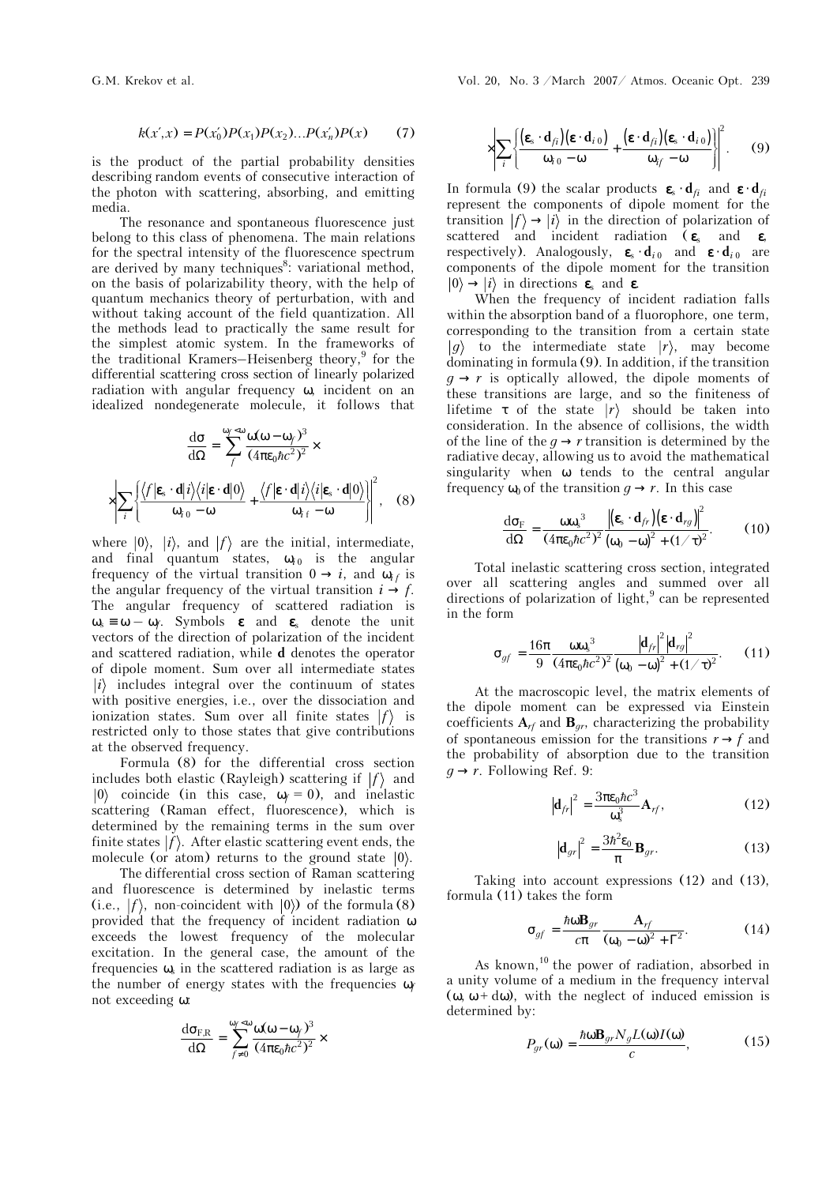$$k(x', x) = P(x'_0)P(x_1)P(x_2)...P(x'_n)P(x) \qquad (7)$$

is the product of the partial probability densities describing random events of consecutive interaction of the photon with scattering, absorbing, and emitting media.

The resonance and spontaneous fluorescence just belong to this class of phenomena. The main relations for the spectral intensity of the fluorescence spectrum are derived by many techniques[8]: variational method, on the basis of polarizability theory, with the help of quantum mechanics theory of perturbation, with and without taking account of the field quantization. All the methods lead to practically the same result for the simplest atomic system. In the frameworks of the traditional Kramers–Heisenberg theory,[9] for the differential scattering cross section of linearly polarized radiation with angular frequency $\omega$, incident on an idealized nondegenerate molecule, it follows that

$$\frac{\mathrm{d}\sigma}{\mathrm{d}\Omega} = \sum_{f}^{\omega_f < \omega} \frac{\omega(\omega - \omega_f)^3}{(4\pi\varepsilon_0 \hbar c^2)^2} \times$$

$$\times \left| \sum_i \left\{ \frac{\langle f|\boldsymbol{\varepsilon}_s \cdot \mathbf{d}|i\rangle\langle i|\boldsymbol{\varepsilon} \cdot \mathbf{d}|0\rangle}{\omega_{i0} - \omega} + \frac{\langle f|\boldsymbol{\varepsilon} \cdot \mathbf{d}|i\rangle\langle i|\boldsymbol{\varepsilon}_s \cdot \mathbf{d}|0\rangle}{\omega_{if} - \omega} \right\} \right|^2, \quad (8)$$

where $|0\rangle$, $|i\rangle$, and $|f\rangle$ are the initial, intermediate, and final quantum states, $\omega_{i0}$ is the angular frequency of the virtual transition $0 \to i$, and $\omega_{if}$ is the angular frequency of the virtual transition $i \to f$. The angular frequency of scattered radiation is $\omega_s \equiv \omega - \omega_f$. Symbols $\boldsymbol{\varepsilon}$ and $\boldsymbol{\varepsilon}_s$ denote the unit vectors of the direction of polarization of the incident and scattered radiation, while $\mathbf{d}$ denotes the operator of dipole moment. Sum over all intermediate states $|i\rangle$ includes integral over the continuum of states with positive energies, i.e., over the dissociation and ionization states. Sum over all finite states $|f\rangle$ is restricted only to those states that give contributions at the observed frequency.

Formula (8) for the differential cross section includes both elastic (Rayleigh) scattering if $|f\rangle$ and $|0\rangle$ coincide (in this case, $\omega_f = 0$), and inelastic scattering (Raman effect, fluorescence), which is determined by the remaining terms in the sum over finite states $|f\rangle$. After elastic scattering event ends, the molecule (or atom) returns to the ground state $|0\rangle$.

The differential cross section of Raman scattering and fluorescence is determined by inelastic terms (i.e., $|f\rangle$, non-coincident with $|0\rangle$) of the formula (8) provided that the frequency of incident radiation $\omega$ exceeds the lowest frequency of the molecular excitation. In the general case, the amount of the frequencies $\omega_s$ in the scattered radiation is as large as the number of energy states with the frequencies $\omega_f$ not exceeding $\omega$:

$$\frac{\mathrm{d}\sigma_{\mathrm{F,R}}}{\mathrm{d}\Omega} = \sum_{f \neq 0}^{\omega_f < \omega} \frac{\omega(\omega - \omega_f)^3}{(4\pi\varepsilon_0 \hbar c^2)^2} \times$$

$$\times \left| \sum_i \left\{ \frac{(\boldsymbol{\varepsilon}_s \cdot \mathbf{d}_{fi})(\boldsymbol{\varepsilon} \cdot \mathbf{d}_{i0})}{\omega_{i0} - \omega} + \frac{(\boldsymbol{\varepsilon} \cdot \mathbf{d}_{fi})(\boldsymbol{\varepsilon}_s \cdot \mathbf{d}_{i0})}{\omega_{if} - \omega} \right\} \right|^2. \quad (9)$$

In formula (9) the scalar products $\boldsymbol{\varepsilon}_s \cdot \mathbf{d}_{fi}$ and $\boldsymbol{\varepsilon} \cdot \mathbf{d}_{fi}$ represent the components of dipole moment for the transition $|f\rangle \to |i\rangle$ in the direction of polarization of scattered and incident radiation ($\boldsymbol{\varepsilon}_s$ and $\boldsymbol{\varepsilon}$, respectively). Analogously, $\boldsymbol{\varepsilon}_s \cdot \mathbf{d}_{i0}$ and $\boldsymbol{\varepsilon} \cdot \mathbf{d}_{i0}$ are components of the dipole moment for the transition $|0\rangle \to |i\rangle$ in directions $\boldsymbol{\varepsilon}_s$ and $\boldsymbol{\varepsilon}$.

When the frequency of incident radiation falls within the absorption band of a fluorophore, one term, corresponding to the transition from a certain state $|g\rangle$ to the intermediate state $|r\rangle$, may become dominating in formula (9). In addition, if the transition $g \to r$ is optically allowed, the dipole moments of these transitions are large, and so the finiteness of lifetime $\tau$ of the state $|r\rangle$ should be taken into consideration. In the absence of collisions, the width of the line of the $g \to r$ transition is determined by the radiative decay, allowing us to avoid the mathematical singularity when $\omega$ tends to the central angular frequency $\omega_0$ of the transition $g \to r$. In this case

$$\frac{\mathrm{d}\sigma_{\mathrm{F}}}{\mathrm{d}\Omega} = \frac{\omega\omega_s^3}{(4\pi\varepsilon_0 \hbar c^2)^2} \frac{\left|(\boldsymbol{\varepsilon}_s \cdot \mathbf{d}_{fr})(\boldsymbol{\varepsilon} \cdot \mathbf{d}_{rg})\right|^2}{(\omega_0 - \omega)^2 + (1/\tau)^2}. \qquad (10)$$

Total inelastic scattering cross section, integrated over all scattering angles and summed over all directions of polarization of light,[9] can be represented in the form

$$\sigma_{gf} = \frac{16\pi}{9} \frac{\omega\omega_s^3}{(4\pi\varepsilon_0 \hbar c^2)^2} \frac{|\mathbf{d}_{fr}|^2 |\mathbf{d}_{rg}|^2}{(\omega_0 - \omega)^2 + (1/\tau)^2}. \qquad (11)$$

At the macroscopic level, the matrix elements of the dipole moment can be expressed via Einstein coefficients $\mathbf{A}_{rf}$ and $\mathbf{B}_{gr}$, characterizing the probability of spontaneous emission for the transitions $r \to f$ and the probability of absorption due to the transition $g \to r$. Following Ref. 9:

$$|\mathbf{d}_{fr}|^2 = \frac{3\pi\varepsilon_0 \hbar c^3}{\omega_s^3} \mathbf{A}_{rf}, \qquad (12)$$

$$|\mathbf{d}_{gr}|^2 = \frac{3\hbar^2 \varepsilon_0}{\pi} \mathbf{B}_{gr}. \qquad (13)$$

Taking into account expressions (12) and (13), formula (11) takes the form

$$\sigma_{gf} = \frac{\hbar\omega \mathbf{B}_{gr}}{c\pi} \frac{\mathbf{A}_{rf}}{(\omega_0 - \omega)^2 + \Gamma^2}. \qquad (14)$$

As known,[10] the power of radiation, absorbed in a unity volume of a medium in the frequency interval $(\omega, \omega + \mathrm{d}\omega)$, with the neglect of induced emission is determined by:

$$P_{gr}(\omega) = \frac{\hbar\omega \mathbf{B}_{gr} N_g L(\omega) I(\omega)}{c}, \qquad (15)$$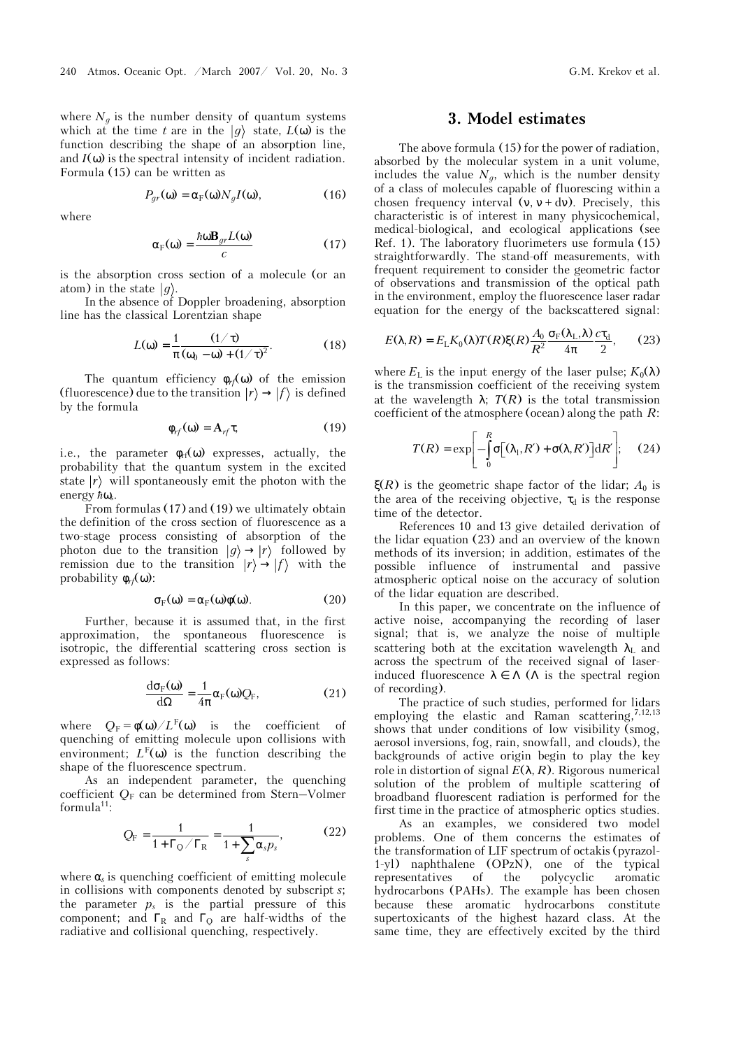where $N_g$ is the number density of quantum systems which at the time $t$ are in the $|g\rangle$ state, $L(\omega)$ is the function describing the shape of an absorption line, and $I(\omega)$ is the spectral intensity of incident radiation. Formula (15) can be written as

$$P_{gr}(\omega) = \alpha_F(\omega) N_g I(\omega), \tag{16}$$

where

$$\alpha_F(\omega) = \frac{\hbar\omega \mathbf{B}_{gr} L(\omega)}{c} \tag{17}$$

is the absorption cross section of a molecule (or an atom) in the state $|g\rangle$.

In the absence of Doppler broadening, absorption line has the classical Lorentzian shape

$$L(\omega) = \frac{1}{\pi} \frac{(1/\tau)}{(\omega_0 - \omega) + (1/\tau)^2}. \tag{18}$$

The quantum efficiency $\phi_{rf}(\omega)$ of the emission (fluorescence) due to the transition $|r\rangle \to |f\rangle$ is defined by the formula

$$\phi_{rf}(\omega) = \mathbf{A}_{rf}\tau, \tag{19}$$

i.e., the parameter $\phi_{rf}(\omega)$ expresses, actually, the probability that the quantum system in the excited state $|r\rangle$ will spontaneously emit the photon with the energy $\hbar\omega_i$.

From formulas (17) and (19) we ultimately obtain the definition of the cross section of fluorescence as a two-stage process consisting of absorption of the photon due to the transition $|g\rangle \to |r\rangle$ followed by remission due to the transition $|r\rangle \to |f\rangle$ with the probability $\phi_{rf}(\omega)$:

$$\sigma_F(\omega) = \alpha_F(\omega)\phi(\omega). \tag{20}$$

Further, because it is assumed that, in the first approximation, the spontaneous fluorescence is isotropic, the differential scattering cross section is expressed as follows:

$$\frac{d\sigma_F(\omega)}{d\Omega} = \frac{1}{4\pi}\alpha_F(\omega) Q_F, \tag{21}$$

where $Q_F = \phi(\omega)/L^F(\omega)$ is the coefficient of quenching of emitting molecule upon collisions with environment; $L^F(\omega)$ is the function describing the shape of the fluorescence spectrum.

As an independent parameter, the quenching coefficient $Q_F$ can be determined from Stern–Volmer formula[11]:

$$Q_F = \frac{1}{1 + \Gamma_Q/\Gamma_R} = \frac{1}{1 + \sum_s \alpha_s p_s}, \tag{22}$$

where $\alpha_s$ is quenching coefficient of emitting molecule in collisions with components denoted by subscript $s$; the parameter $p_s$ is the partial pressure of this component; and $\Gamma_R$ and $\Gamma_Q$ are half-widths of the radiative and collisional quenching, respectively.

## 3. Model estimates

The above formula (15) for the power of radiation, absorbed by the molecular system in a unit volume, includes the value $N_g$, which is the number density of a class of molecules capable of fluorescing within a chosen frequency interval $(\nu, \nu + d\nu)$. Precisely, this characteristic is of interest in many physicochemical, medical-biological, and ecological applications (see Ref. 1). The laboratory fluorimeters use formula (15) straightforwardly. The stand-off measurements, with frequent requirement to consider the geometric factor of observations and transmission of the optical path in the environment, employ the fluorescence laser radar equation for the energy of the backscattered signal:

$$E(\lambda, R) = E_L K_0(\lambda) T(R) \xi(R) \frac{A_0}{R^2} \frac{\sigma_F(\lambda_L, \lambda)}{4\pi} \frac{c\tau_d}{2}, \tag{23}$$

where $E_L$ is the input energy of the laser pulse; $K_0(\lambda)$ is the transmission coefficient of the receiving system at the wavelength $\lambda$; $T(R)$ is the total transmission coefficient of the atmosphere (ocean) along the path $R$:

$$T(R) = \exp\left[-\int_0^R \sigma\left[(\lambda_1, R') + \sigma(\lambda, R')\right] dR'\right]; \tag{24}$$

$\xi(R)$ is the geometric shape factor of the lidar; $A_0$ is the area of the receiving objective, $\tau_d$ is the response time of the detector.

References 10 and 13 give detailed derivation of the lidar equation (23) and an overview of the known methods of its inversion; in addition, estimates of the possible influence of instrumental and passive atmospheric optical noise on the accuracy of solution of the lidar equation are described.

In this paper, we concentrate on the influence of active noise, accompanying the recording of laser signal; that is, we analyze the noise of multiple scattering both at the excitation wavelength $\lambda_L$ and across the spectrum of the received signal of laser-induced fluorescence $\lambda \in \Lambda$ ($\Lambda$ is the spectral region of recording).

The practice of such studies, performed for lidars employing the elastic and Raman scattering,[7,12,13] shows that under conditions of low visibility (smog, aerosol inversions, fog, rain, snowfall, and clouds), the backgrounds of active origin begin to play the key role in distortion of signal $E(\lambda, R)$. Rigorous numerical solution of the problem of multiple scattering of broadband fluorescent radiation is performed for the first time in the practice of atmospheric optics studies.

As an examples, we considered two model problems. One of them concerns the estimates of the transformation of LIF spectrum of octakis(pyrazol-1-yl) naphthalene (OPzN), one of the typical representatives of the polycyclic aromatic hydrocarbons (PAHs). The example has been chosen because these aromatic hydrocarbons constitute supertoxicants of the highest hazard class. At the same time, they are effectively excited by the third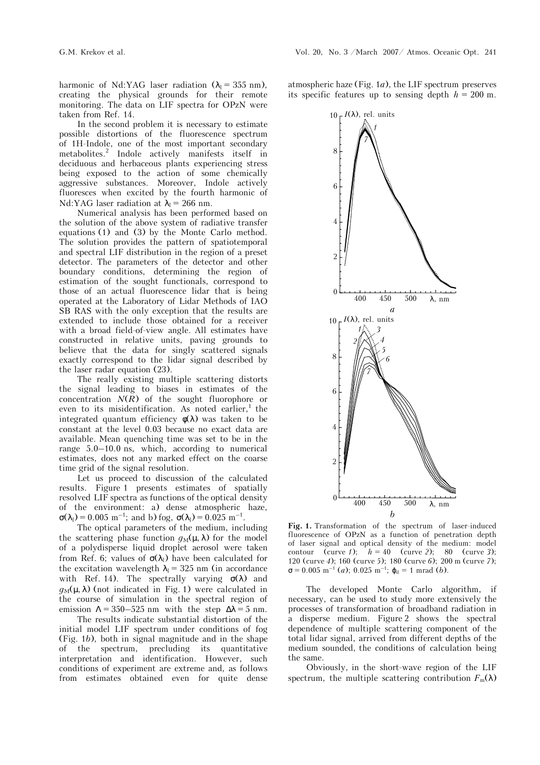harmonic of Nd:YAG laser radiation ($\lambda_l = 355$ nm), creating the physical grounds for their remote monitoring. The data on LIF spectra for OPzN were taken from Ref. 14.

In the second problem it is necessary to estimate possible distortions of the fluorescence spectrum of 1H-Indole, one of the most important secondary metabolites.[2] Indole actively manifests itself in deciduous and herbaceous plants experiencing stress being exposed to the action of some chemically aggressive substances. Moreover, Indole actively fluoresces when excited by the fourth harmonic of Nd:YAG laser radiation at $\lambda_l = 266$ nm.

Numerical analysis has been performed based on the solution of the above system of radiative transfer equations (1) and (3) by the Monte Carlo method. The solution provides the pattern of spatiotemporal and spectral LIF distribution in the region of a preset detector. The parameters of the detector and other boundary conditions, determining the region of estimation of the sought functionals, correspond to those of an actual fluorescence lidar that is being operated at the Laboratory of Lidar Methods of IAO SB RAS with the only exception that the results are extended to include those obtained for a receiver with a broad field-of-view angle. All estimates have constructed in relative units, paving grounds to believe that the data for singly scattered signals exactly correspond to the lidar signal described by the laser radar equation (23).

The really existing multiple scattering distorts the signal leading to biases in estimates of the concentration $N(R)$ of the sought fluorophore or even to its misidentification. As noted earlier,[1] the integrated quantum efficiency $\phi(\lambda)$ was taken to be constant at the level 0.03 because no exact data are available. Mean quenching time was set to be in the range 5.0–10.0 ns, which, according to numerical estimates, does not any marked effect on the coarse time grid of the signal resolution.

Let us proceed to discussion of the calculated results. Figure 1 presents estimates of spatially resolved LIF spectra as functions of the optical density of the environment: a) dense atmospheric haze, $\sigma(\lambda_l) = 0.005$ m$^{-1}$; and b) fog, $\sigma(\lambda_l) = 0.025$ m$^{-1}$.

The optical parameters of the medium, including the scattering phase function $g_M(\mu, \lambda)$ for the model of a polydisperse liquid droplet aerosol were taken from Ref. 6; values of $\sigma(\lambda_l)$ have been calculated for the excitation wavelength $\lambda_l = 325$ nm (in accordance with Ref. 14). The spectrally varying $\sigma(\lambda)$ and $g_M(\mu, \lambda)$ (not indicated in Fig. 1) were calculated in the course of simulation in the spectral region of emission $\Lambda = 350$–$525$ nm with the step $\Delta\lambda = 5$ nm.

The results indicate substantial distortion of the initial model LIF spectrum under conditions of fog (Fig. 1*b*), both in signal magnitude and in the shape of the spectrum, precluding its quantitative interpretation and identification. However, such conditions of experiment are extreme and, as follows from estimates obtained even for quite dense atmospheric haze (Fig. 1*a*), the LIF spectrum preserves its specific features up to sensing depth $h = 200$ m.

10 $I(\lambda)$, rel. units
8
6
4
2
0
400 450 500 $\lambda$, nm
1
7
*a*

10 $I(\lambda)$, rel. units
8
6
4
2
0
400 450 500 $\lambda$, nm
1 2 3 4 5 6 7
*b*

**Fig. 1.** Transformation of the spectrum of laser-induced fluorescence of OPzN as a function of penetration depth of laser signal and optical density of the medium: model contour (curve *1*); $h = 40$ (curve *2*); 80 (curve *3*); 120 (curve *4*); 160 (curve *5*); 180 (curve *6*); 200 m (curve *7*); $\sigma = 0.005$ m$^{-1}$ (*a*); 0.025 m$^{-1}$; $\varphi_d = 1$ mrad (*b*).

The developed Monte Carlo algorithm, if necessary, can be used to study more extensively the processes of transformation of broadband radiation in a disperse medium. Figure 2 shows the spectral dependence of multiple scattering component of the total lidar signal, arrived from different depths of the medium sounded, the conditions of calculation being the same.

Obviously, in the short-wave region of the LIF spectrum, the multiple scattering contribution $F_m(\lambda)$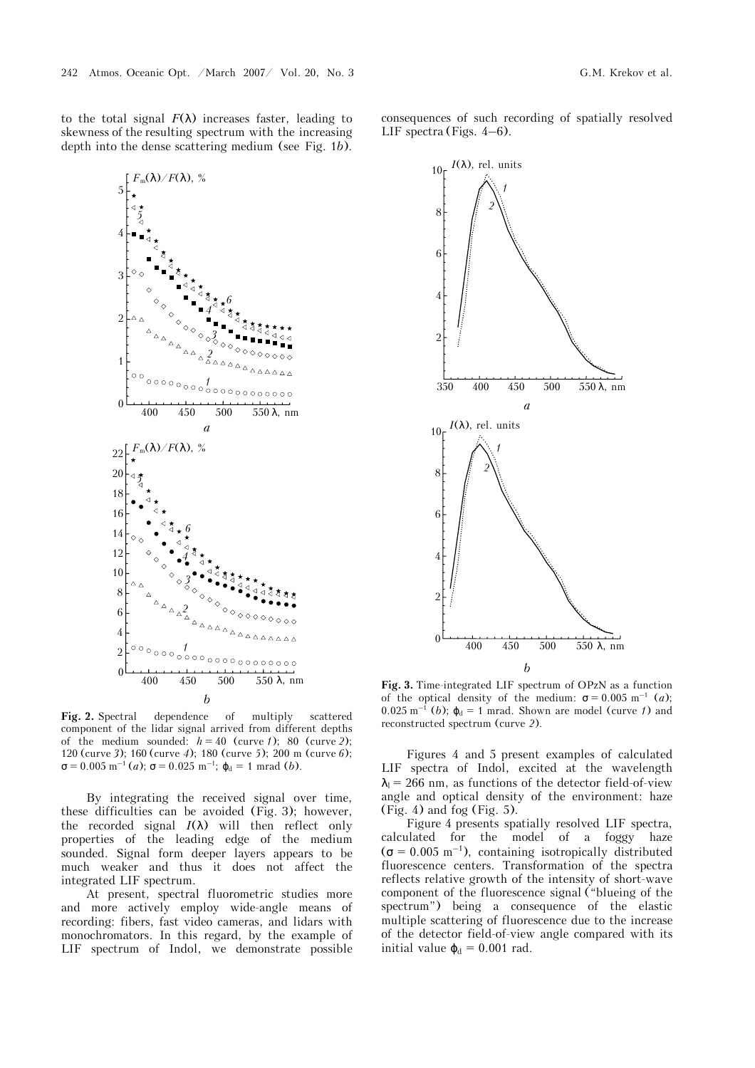to the total signal $F(\lambda)$ increases faster, leading to skewness of the resulting spectrum with the increasing depth into the dense scattering medium (see Fig. 1*b*).

$F_m(\lambda)/F(\lambda)$, %

5
4
3
2
1
0

400 450 500 550 λ, nm

1 2 3 4 5 6

*a*

$F_m(\lambda)/F(\lambda)$, %

22
20
18
16
14
12
10
8
6
4
2
0

400 450 500 550 λ, nm

1 2 3 4 5 6

*b*

**Fig. 2.** Spectral dependence of multiply scattered component of the lidar signal arrived from different depths of the medium sounded: $h = 40$ (curve *1*); 80 (curve *2*); 120 (curve *3*); 160 (curve *4*); 180 (curve *5*); 200 m (curve *6*); $\sigma = 0.005$ m$^{-1}$ (*a*); $\sigma = 0.025$ m$^{-1}$; $\varphi_d = 1$ mrad (*b*).

By integrating the received signal over time, these difficulties can be avoided (Fig. 3); however, the recorded signal $I(\lambda)$ will then reflect only properties of the leading edge of the medium sounded. Signal form deeper layers appears to be much weaker and thus it does not affect the integrated LIF spectrum.

At present, spectral fluorometric studies more and more actively employ wide-angle means of recording: fibers, fast video cameras, and lidars with monochromators. In this regard, by the example of LIF spectrum of Indol, we demonstrate possible consequences of such recording of spatially resolved LIF spectra (Figs. 4–6).

$I(\lambda)$, rel. units

10
8
6
4
2

350 400 450 500 550 λ, nm

1 2

*a*

$I(\lambda)$, rel. units

10
8
6
4
2
0

400 450 500 550 λ, nm

1 2

*b*

**Fig. 3.** Time-integrated LIF spectrum of OPzN as a function of the optical density of the medium: $\sigma = 0.005$ m$^{-1}$ (*a*); 0.025 m$^{-1}$ (*b*); $\varphi_d = 1$ mrad. Shown are model (curve *1*) and reconstructed spectrum (curve *2*).

Figures 4 and 5 present examples of calculated LIF spectra of Indol, excited at the wavelength $\lambda_l = 266$ nm, as functions of the detector field-of-view angle and optical density of the environment: haze (Fig. 4) and fog (Fig. 5).

Figure 4 presents spatially resolved LIF spectra, calculated for the model of a foggy haze ($\sigma = 0.005$ m$^{-1}$), containing isotropically distributed fluorescence centers. Transformation of the spectra reflects relative growth of the intensity of short-wave component of the fluorescence signal ("blueing of the spectrum") being a consequence of the elastic multiple scattering of fluorescence due to the increase of the detector field-of-view angle compared with its initial value $\varphi_d = 0.001$ rad.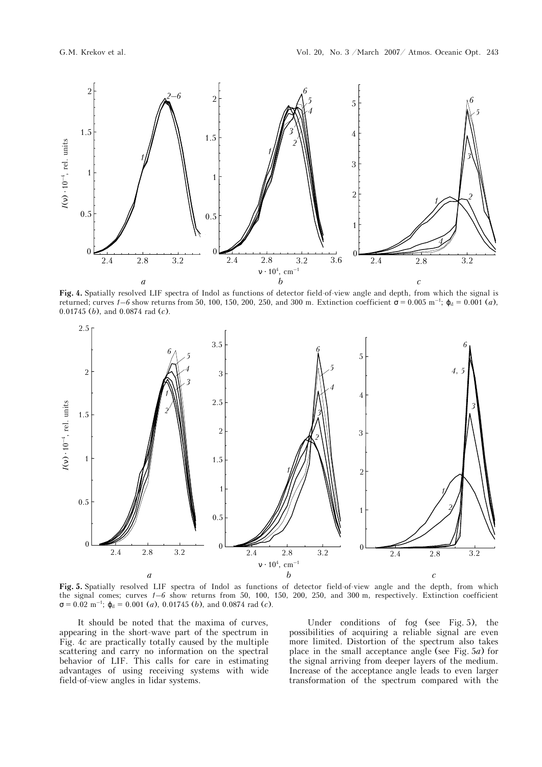2
1.5
1
0.5
0
$I(\nu)\cdot 10^{-4}$, rel. units
2.4
2.8
3.2
1
2–6
*a*

2
1.5
1
0.5
0
2.4
2.8
3.2
3.6
1
2
3
4
5
6
$\nu\cdot 10^4$, cm$^{-1}$
*b*

5
4
3
2
1
0
2.4
2.8
3.2
1
2
3
4
5
6
*c*

**Fig. 4.** Spatially resolved LIF spectra of Indol as functions of detector field-of-view angle and depth, from which the signal is returned; curves *1–6* show returns from 50, 100, 150, 200, 250, and 300 m. Extinction coefficient $\sigma = 0.005$ m$^{-1}$; $\varphi_d = 0.001$ (*a*), 0.01745 (*b*), and 0.0874 rad (*c*).

2.5
2
1.5
1
0.5
0
$I(\nu)\cdot 10^{-4}$, rel. units
2.4
2.8
3.2
1
2
3
4
5
6
*a*

3.5
3
2.5
2
1.5
1
0.5
0
2.4
2.8
3.2
1
2
3
4
5
6
$\nu\cdot 10^4$, cm$^{-1}$
*b*

5
4
3
2
1
0
2.4
2.8
3.2
1
2
3
4, 5
6
*c*

**Fig. 5.** Spatially resolved LIF spectra of Indol as functions of detector field-of-view angle and the depth, from which the signal comes; curves *1–6* show returns from 50, 100, 150, 200, 250, and 300 m, respectively. Extinction coefficient $\sigma = 0.02$ m$^{-1}$; $\varphi_d = 0.001$ (*a*), 0.01745 (*b*), and 0.0874 rad (*c*).

It should be noted that the maxima of curves, appearing in the short-wave part of the spectrum in Fig. 4*c* are practically totally caused by the multiple scattering and carry no information on the spectral behavior of LIF. This calls for care in estimating advantages of using receiving systems with wide field-of-view angles in lidar systems.

Under conditions of fog (see Fig. 5), the possibilities of acquiring a reliable signal are even more limited. Distortion of the spectrum also takes place in the small acceptance angle (see Fig. 5*a*) for the signal arriving from deeper layers of the medium. Increase of the acceptance angle leads to even larger transformation of the spectrum compared with the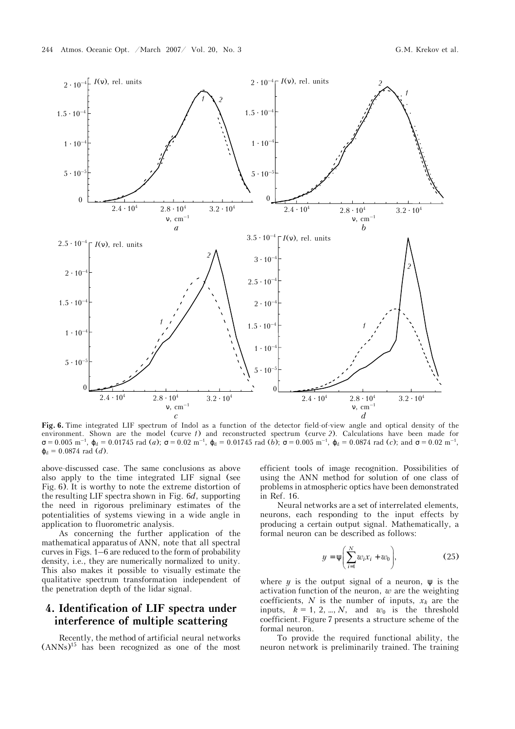$I(\nu)$, rel. units

$2 \cdot 10^{-4}$

$1.5 \cdot 10^{-4}$

$1 \cdot 10^{-4}$

$5 \cdot 10^{-5}$

0

$2.4 \cdot 10^4$ $2.8 \cdot 10^4$ $3.2 \cdot 10^4$

$\nu$, cm$^{-1}$

*a*

1 2

$I(\nu)$, rel. units

$2 \cdot 10^{-4}$

$1.5 \cdot 10^{-4}$

$1 \cdot 10^{-4}$

$5 \cdot 10^{-5}$

0

$2.4 \cdot 10^4$ $2.8 \cdot 10^4$ $3.2 \cdot 10^4$

$\nu$, cm$^{-1}$

*b*

2 1

$I(\nu)$, rel. units

$2.5 \cdot 10^{-4}$

$2 \cdot 10^{-4}$

$1.5 \cdot 10^{-4}$

$1 \cdot 10^{-4}$

$5 \cdot 10^{-5}$

0

$2.4 \cdot 10^4$ $2.8 \cdot 10^4$ $3.2 \cdot 10^4$

$\nu$, cm$^{-1}$

*c*

1 2

$I(\nu)$, rel. units

$3.5 \cdot 10^{-4}$

$3 \cdot 10^{-4}$

$2.5 \cdot 10^{-4}$

$2 \cdot 10^{-4}$

$1.5 \cdot 10^{-4}$

$1 \cdot 10^{-4}$

$5 \cdot 10^{-5}$

0

$2.4 \cdot 10^4$ $2.8 \cdot 10^4$ $3.2 \cdot 10^4$

$\nu$, cm$^{-1}$

*d*

1 2

**Fig. 6.** Time integrated LIF spectrum of Indol as a function of the detector field-of-view angle and optical density of the environment. Shown are the model (curve *1*) and reconstructed spectrum (curve *2*). Calculations have been made for $\sigma = 0.005$ m$^{-1}$, $\varphi_d = 0.01745$ rad (*a*); $\sigma = 0.02$ m$^{-1}$, $\varphi_d = 0.01745$ rad (*b*); $\sigma = 0.005$ m$^{-1}$, $\varphi_d = 0.0874$ rad (*c*); and $\sigma = 0.02$ m$^{-1}$, $\varphi_d = 0.0874$ rad (*d*).

above-discussed case. The same conclusions as above also apply to the time integrated LIF signal (see Fig. 6). It is worthy to note the extreme distortion of the resulting LIF spectra shown in Fig. 6*d*, supporting the need in rigorous preliminary estimates of the potentialities of systems viewing in a wide angle in application to fluorometric analysis.

As concerning the further application of the mathematical apparatus of ANN, note that all spectral curves in Figs. 1–6 are reduced to the form of probability density, i.e., they are numerically normalized to unity. This also makes it possible to visually estimate the qualitative spectrum transformation independent of the penetration depth of the lidar signal.

## 4. Identification of LIF spectra under interference of multiple scattering

Recently, the method of artificial neural networks (ANNs)[15] has been recognized as one of the most efficient tools of image recognition. Possibilities of using the ANN method for solution of one class of problems in atmospheric optics have been demonstrated in Ref. 16.

Neural networks are a set of interrelated elements, neurons, each responding to the input effects by producing a certain output signal. Mathematically, a formal neuron can be described as follows:

$$y = \psi\left(\sum_{i=1}^{N} w_i x_i + w_0\right), \tag{25}$$

where $y$ is the output signal of a neuron, $\psi$ is the activation function of the neuron, $w$ are the weighting coefficients, $N$ is the number of inputs, $x_k$ are the inputs, $k = 1, 2, ..., N$, and $w_0$ is the threshold coefficient. Figure 7 presents a structure scheme of the formal neuron.

To provide the required functional ability, the neuron network is preliminarily trained. The training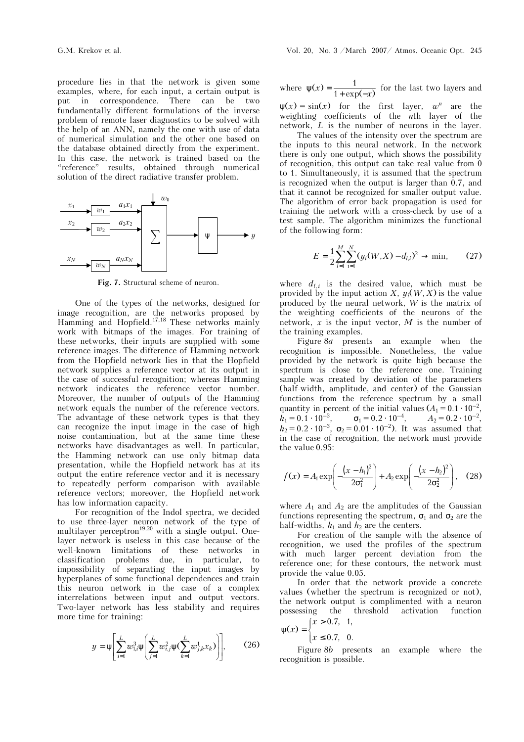procedure lies in that the network is given some examples, where, for each input, a certain output is put in correspondence. There can be two fundamentally different formulations of the inverse problem of remote laser diagnostics to be solved with the help of an ANN, namely the one with use of data of numerical simulation and the other one based on the database obtained directly from the experiment. In this case, the network is trained based on the "reference" results, obtained through numerical solution of the direct radiative transfer problem.

$x_1$ $w_1$ $a_1x_1$
$x_2$ $w_2$ $a_2x_2$
$x_N$ $w_N$ $a_Nx_N$
$w_0$
$\sum$
ψ
$y$

**Fig. 7.** Structural scheme of neuron.

One of the types of the networks, designed for image recognition, are the networks proposed by Hamming and Hopfield.[17,18] These networks mainly work with bitmaps of the images. For training of these networks, their inputs are supplied with some reference images. The difference of Hamming network from the Hopfield network lies in that the Hopfield network supplies a reference vector at its output in the case of successful recognition; whereas Hamming network indicates the reference vector number. Moreover, the number of outputs of the Hamming network equals the number of the reference vectors. The advantage of these network types is that they can recognize the input image in the case of high noise contamination, but at the same time these networks have disadvantages as well. In particular, the Hamming network can use only bitmap data presentation, while the Hopfield network has at its output the entire reference vector and it is necessary to repeatedly perform comparison with available reference vectors; moreover, the Hopfield network has low information capacity.

For recognition of the Indol spectra, we decided to use three-layer neuron network of the type of multilayer perceptron[19,20] with a single output. One-layer network is useless in this case because of the well-known limitations of these networks in classification problems due, in particular, to impossibility of separating the input images by hyperplanes of some functional dependences and train this neuron network in the case of a complex interrelations between input and output vectors. Two-layer network has less stability and requires more time for training:

$$y = \psi\left[\sum_{i=1}^{L} w_{1,i}^{3}\psi\left(\sum_{j=1}^{L} w_{i,j}^{2}\psi\left(\sum_{k=1}^{L} w_{j,k}^{1}x_k\right)\right)\right], \qquad (26)$$

where $\psi(x) = \dfrac{1}{1+\exp(-x)}$ for the last two layers and $\psi(x) = \sin(x)$ for the first layer, $w^n$ are the weighting coefficients of the $n$th layer of the network, $L$ is the number of neurons in the layer.

The values of the intensity over the spectrum are the inputs to this neural network. In the network there is only one output, which shows the possibility of recognition, this output can take real value from 0 to 1. Simultaneously, it is assumed that the spectrum is recognized when the output is larger than 0.7, and that it cannot be recognized for smaller output value. The algorithm of error back propagation is used for training the network with a cross-check by use of a test sample. The algorithm minimizes the functional of the following form:

$$E = \frac{1}{2}\sum_{l=1}^{M}\sum_{i=1}^{N}(y_i(W,X) - d_{l,i})^2 \to \min, \qquad (27)$$

where $d_{l,i}$ is the desired value, which must be provided by the input action $X$, $y_i(W, X)$ is the value produced by the neural network, $W$ is the matrix of the weighting coefficients of the neurons of the network, $x$ is the input vector, $M$ is the number of the training examples.

Figure 8*a* presents an example when the recognition is impossible. Nonetheless, the value provided by the network is quite high because the spectrum is close to the reference one. Training sample was created by deviation of the parameters (half-width, amplitude, and center) of the Gaussian functions from the reference spectrum by a small quantity in percent of the initial values ($A_1 = 0.1 \cdot 10^{-2}$, $h_1 = 0.1 \cdot 10^{-3}$, $\sigma_1 = 0.2 \cdot 10^{-4}$, $A_2 = 0.2 \cdot 10^{-2}$, $h_2 = 0.2 \cdot 10^{-3}$, $\sigma_2 = 0.01 \cdot 10^{-2}$). It was assumed that in the case of recognition, the network must provide the value 0.95:

$$f(x) = A_1\exp\left(-\frac{(x-h_1)^2}{2\sigma_1^2}\right) + A_2\exp\left(-\frac{(x-h_2)^2}{2\sigma_2^2}\right), \qquad (28)$$

where $A_1$ and $A_2$ are the amplitudes of the Gaussian functions representing the spectrum, $\sigma_1$ and $\sigma_2$ are the half-widths, $h_1$ and $h_2$ are the centers.

For creation of the sample with the absence of recognition, we used the profiles of the spectrum with much larger percent deviation from the reference one; for these contours, the network must provide the value 0.05.

In order that the network provide a concrete values (whether the spectrum is recognized or not), the network output is complimented with a neuron possessing the threshold activation function $\psi(x) = \begin{cases} x > 0.7, & 1, \\ x \le 0.7, & 0. \end{cases}$

Figure 8*b* presents an example where the recognition is possible.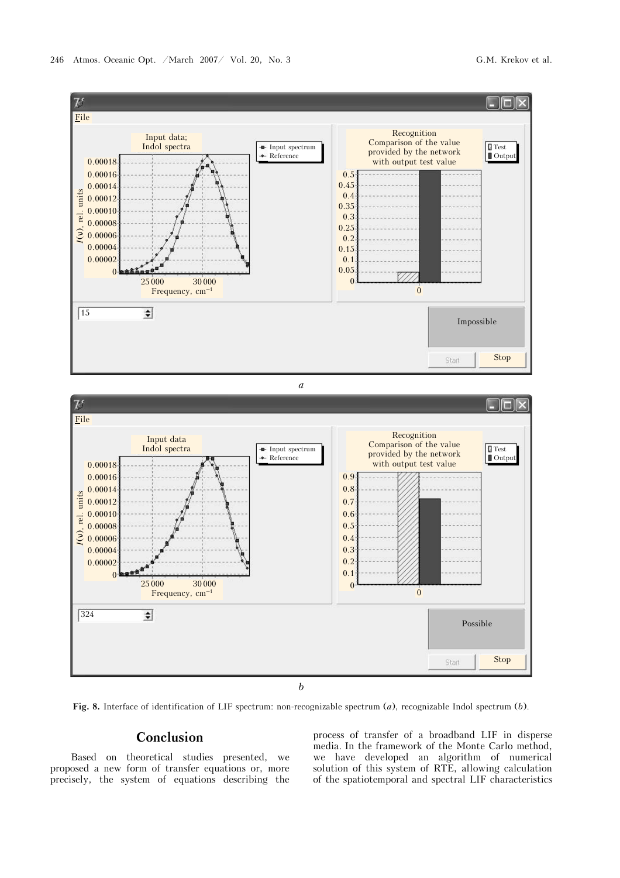File

Input data;
Indol spectra

Input spectrum
Reference

$I(\nu)$, rel. units

0.00018
0.00016
0.00014
0.00012
0.00010
0.00008
0.00006
0.00004
0.00002
0

25 000
30 000

Frequency, cm$^{-1}$

Recognition
Comparison of the value provided by the network with output test value

Test
Output

0.5
0.45
0.4
0.35
0.3
0.25
0.2
0.15
0.1
0.05
0

0

15

Impossible

Start
Stop

*a*

File

Input data
Indol spectra

Input spectrum
Reference

$I(\nu)$, rel. units

0.00018
0.00016
0.00014
0.00012
0.00010
0.00008
0.00006
0.00004
0.00002
0

25 000
30 000

Frequency, cm$^{-1}$

Recognition
Comparison of the value provided by the network with output test value

Test
Output

0.9
0.8
0.7
0.6
0.5
0.4
0.3
0.2
0.1
0

0

324

Possible

Start
Stop

*b*

**Fig. 8.** Interface of identification of LIF spectrum: non-recognizable spectrum (*a*), recognizable Indol spectrum (*b*).

## Conclusion

Based on theoretical studies presented, we proposed a new form of transfer equations or, more precisely, the system of equations describing the process of transfer of a broadband LIF in disperse media. In the framework of the Monte Carlo method, we have developed an algorithm of numerical solution of this system of RTE, allowing calculation of the spatiotemporal and spectral LIF characteristics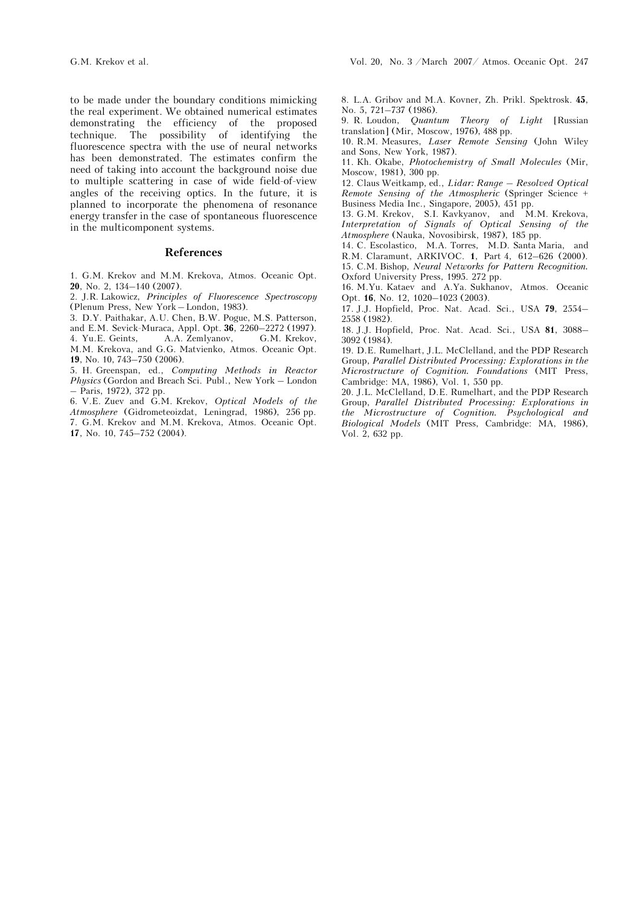to be made under the boundary conditions mimicking the real experiment. We obtained numerical estimates demonstrating the efficiency of the proposed technique. The possibility of identifying the fluorescence spectra with the use of neural networks has been demonstrated. The estimates confirm the need of taking into account the background noise due to multiple scattering in case of wide field-of-view angles of the receiving optics. In the future, it is planned to incorporate the phenomena of resonance energy transfer in the case of spontaneous fluorescence in the multicomponent systems.

## References

1. G.M. Krekov and M.M. Krekova, Atmos. Oceanic Opt. **20**, No. 2, 134–140 (2007).
2. J.R. Lakowicz, *Principles of Fluorescence Spectroscopy* (Plenum Press, New York – London, 1983).
3. D.Y. Paithakar, A.U. Chen, B.W. Pogue, M.S. Patterson, and E.M. Sevick-Muraca, Appl. Opt. **36**, 2260–2272 (1997).
4. Yu.E. Geints, A.A. Zemlyanov, G.M. Krekov, M.M. Krekova, and G.G. Matvienko, Atmos. Oceanic Opt. **19**, No. 10, 743–750 (2006).
5. H. Greenspan, ed., *Computing Methods in Reactor Physics* (Gordon and Breach Sci. Publ., New York – London – Paris, 1972), 372 pp.
6. V.E. Zuev and G.M. Krekov, *Optical Models of the Atmosphere* (Gidrometeoizdat, Leningrad, 1986), 256 pp.
7. G.M. Krekov and M.M. Krekova, Atmos. Oceanic Opt. **17**, No. 10, 745–752 (2004).
8. L.A. Gribov and M.A. Kovner, Zh. Prikl. Spektrosk. **45**, No. 5, 721–737 (1986).
9. R. Loudon, *Quantum Theory of Light* [Russian translation] (Mir, Moscow, 1976), 488 pp.
10. R.M. Measures, *Laser Remote Sensing* (John Wiley and Sons, New York, 1987).
11. Kh. Okabe, *Photochemistry of Small Molecules* (Mir, Moscow, 1981), 300 pp.
12. Claus Weitkamp, ed., *Lidar: Range – Resolved Optical Remote Sensing of the Atmospheric* (Springer Science + Business Media Inc., Singapore, 2005), 451 pp.
13. G.M. Krekov, S.I. Kavkyanov, and M.M. Krekova, *Interpretation of Signals of Optical Sensing of the Atmosphere* (Nauka, Novosibirsk, 1987), 185 pp.
14. C. Escolastico, M.A. Torres, M.D. Santa Maria, and R.M. Claramunt, ARKIVOC. **1**, Part 4, 612–626 (2000).
15. C.M. Bishop, *Neural Networks for Pattern Recognition*. Oxford University Press, 1995. 272 pp.
16. M.Yu. Kataev and A.Ya. Sukhanov, Atmos. Oceanic Opt. **16**, No. 12, 1020–1023 (2003).
17. J.J. Hopfield, Proc. Nat. Acad. Sci., USA **79**, 2554–2558 (1982).
18. J.J. Hopfield, Proc. Nat. Acad. Sci., USA **81**, 3088–3092 (1984).
19. D.E. Rumelhart, J.L. McClelland, and the PDP Research Group, *Parallel Distributed Processing: Explorations in the Microstructure of Cognition. Foundations* (MIT Press, Cambridge: MA, 1986), Vol. 1, 550 pp.
20. J.L. McClelland, D.E. Rumelhart, and the PDP Research Group, *Parallel Distributed Processing: Explorations in the Microstructure of Cognition. Psychological and Biological Models* (MIT Press, Cambridge: MA, 1986), Vol. 2, 632 pp.